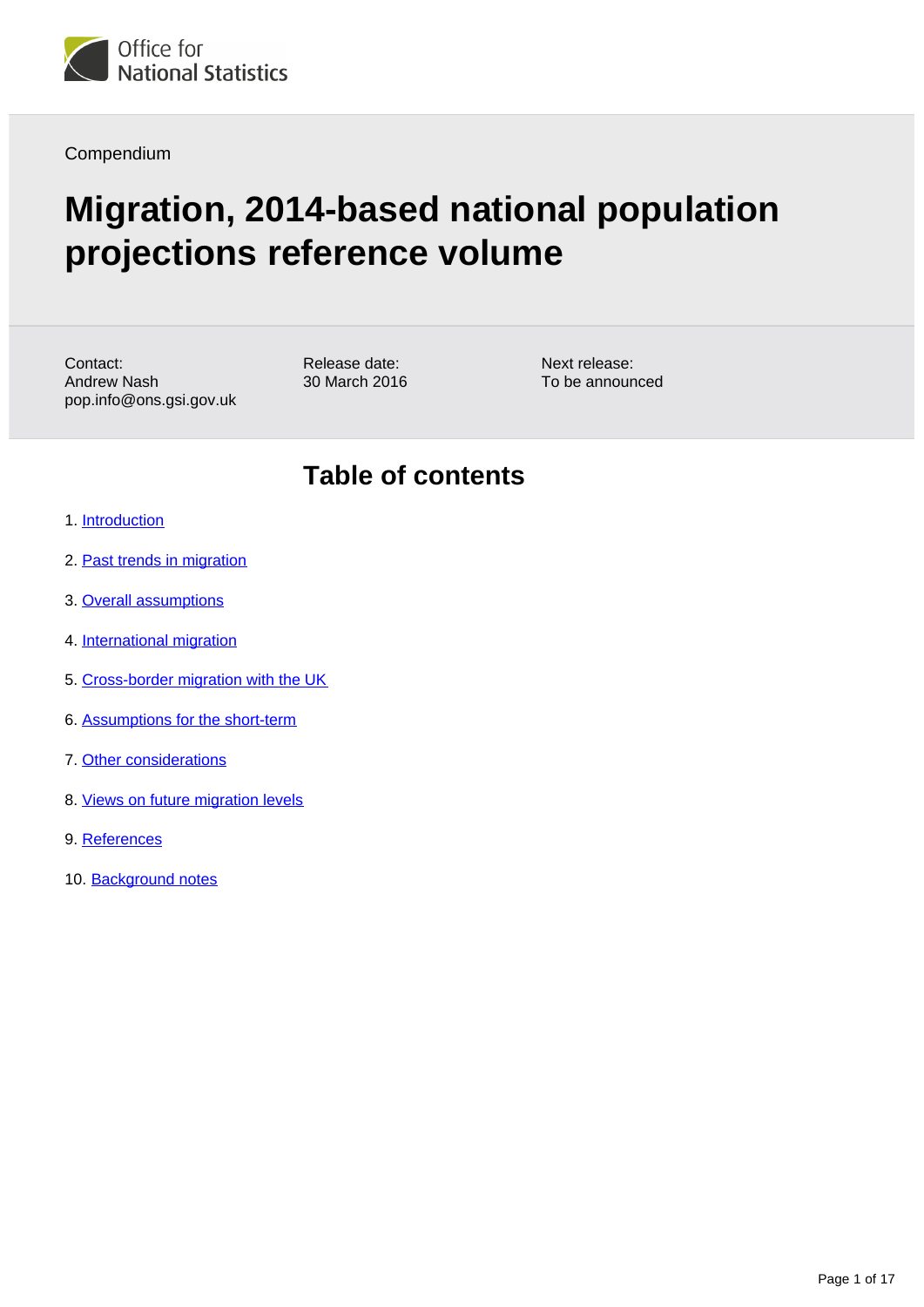Office for National Statistics

Compendium

# Migration, 2014-based national population projections reference volume

Contact:
Andrew Nash
pop.info@ons.gsi.gov.uk

Release date:
30 March 2016

Next release:
To be announced

## Table of contents

1. Introduction
2. Past trends in migration
3. Overall assumptions
4. International migration
5. Cross-border migration with the UK
6. Assumptions for the short-term
7. Other considerations
8. Views on future migration levels
9. References
10. Background notes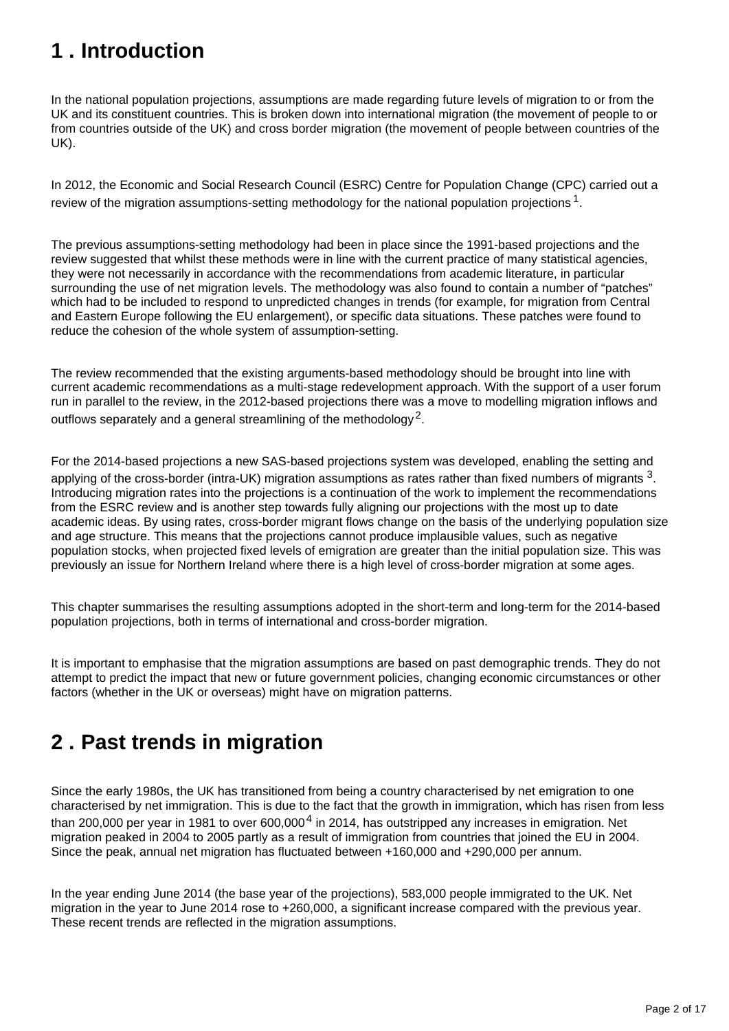## 1 . Introduction

In the national population projections, assumptions are made regarding future levels of migration to or from the UK and its constituent countries. This is broken down into international migration (the movement of people to or from countries outside of the UK) and cross border migration (the movement of people between countries of the UK).

In 2012, the Economic and Social Research Council (ESRC) Centre for Population Change (CPC) carried out a review of the migration assumptions-setting methodology for the national population projections [1].

The previous assumptions-setting methodology had been in place since the 1991-based projections and the review suggested that whilst these methods were in line with the current practice of many statistical agencies, they were not necessarily in accordance with the recommendations from academic literature, in particular surrounding the use of net migration levels. The methodology was also found to contain a number of “patches” which had to be included to respond to unpredicted changes in trends (for example, for migration from Central and Eastern Europe following the EU enlargement), or specific data situations. These patches were found to reduce the cohesion of the whole system of assumption-setting.

The review recommended that the existing arguments-based methodology should be brought into line with current academic recommendations as a multi-stage redevelopment approach. With the support of a user forum run in parallel to the review, in the 2012-based projections there was a move to modelling migration inflows and outflows separately and a general streamlining of the methodology [2].

For the 2014-based projections a new SAS-based projections system was developed, enabling the setting and applying of the cross-border (intra-UK) migration assumptions as rates rather than fixed numbers of migrants [3]. Introducing migration rates into the projections is a continuation of the work to implement the recommendations from the ESRC review and is another step towards fully aligning our projections with the most up to date academic ideas. By using rates, cross-border migrant flows change on the basis of the underlying population size and age structure. This means that the projections cannot produce implausible values, such as negative population stocks, when projected fixed levels of emigration are greater than the initial population size. This was previously an issue for Northern Ireland where there is a high level of cross-border migration at some ages.

This chapter summarises the resulting assumptions adopted in the short-term and long-term for the 2014-based population projections, both in terms of international and cross-border migration.

It is important to emphasise that the migration assumptions are based on past demographic trends. They do not attempt to predict the impact that new or future government policies, changing economic circumstances or other factors (whether in the UK or overseas) might have on migration patterns.

## 2 . Past trends in migration

Since the early 1980s, the UK has transitioned from being a country characterised by net emigration to one characterised by net immigration. This is due to the fact that the growth in immigration, which has risen from less than 200,000 per year in 1981 to over 600,000 [4] in 2014, has outstripped any increases in emigration. Net migration peaked in 2004 to 2005 partly as a result of immigration from countries that joined the EU in 2004. Since the peak, annual net migration has fluctuated between +160,000 and +290,000 per annum.

In the year ending June 2014 (the base year of the projections), 583,000 people immigrated to the UK. Net migration in the year to June 2014 rose to +260,000, a significant increase compared with the previous year. These recent trends are reflected in the migration assumptions.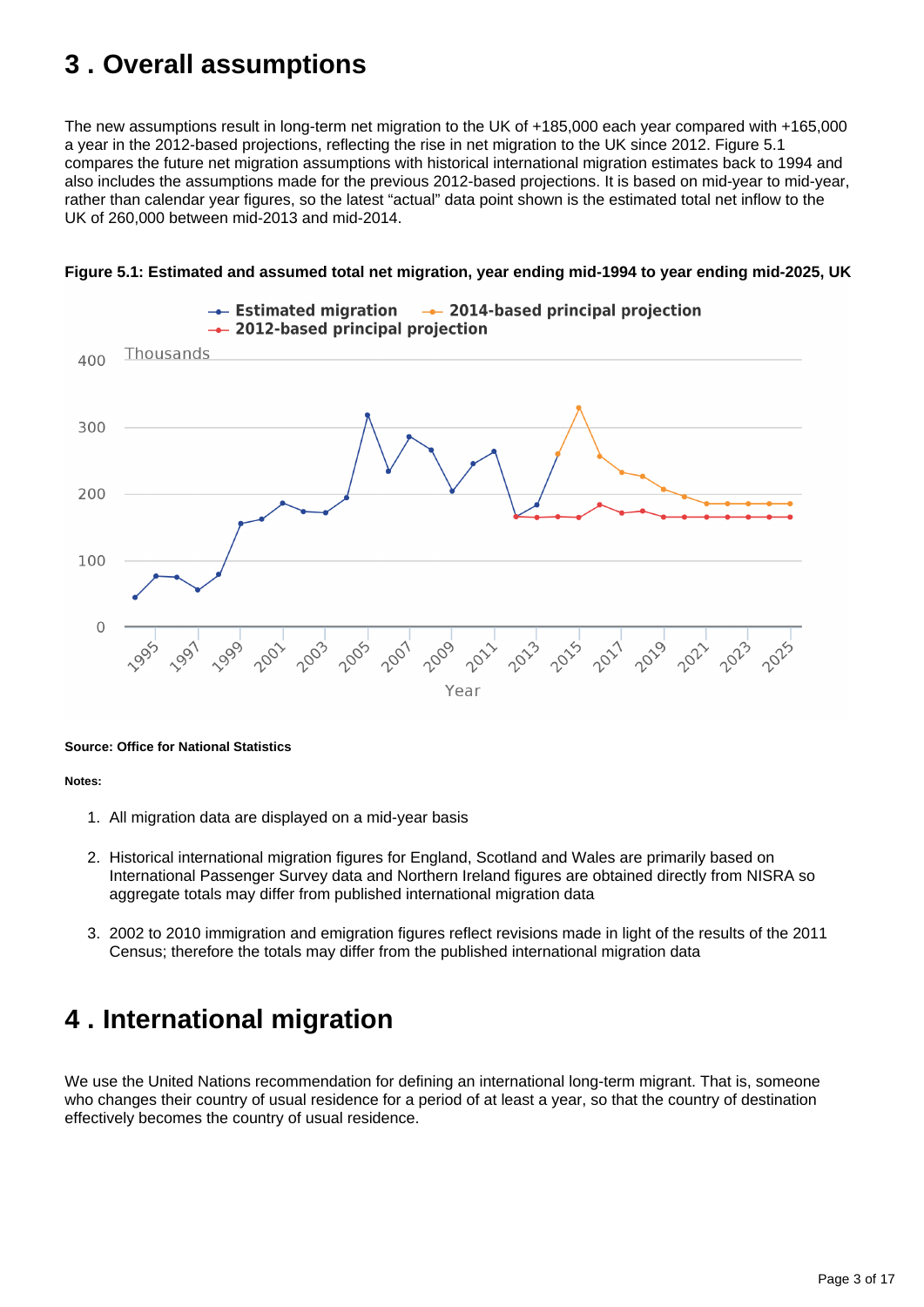## 3 . Overall assumptions

The new assumptions result in long-term net migration to the UK of +185,000 each year compared with +165,000 a year in the 2012-based projections, reflecting the rise in net migration to the UK since 2012. Figure 5.1 compares the future net migration assumptions with historical international migration estimates back to 1994 and also includes the assumptions made for the previous 2012-based projections. It is based on mid-year to mid-year, rather than calendar year figures, so the latest "actual" data point shown is the estimated total net inflow to the UK of 260,000 between mid-2013 and mid-2014.

**Figure 5.1: Estimated and assumed total net migration, year ending mid-1994 to year ending mid-2025, UK**

**Source: Office for National Statistics**

**Notes:**

1. All migration data are displayed on a mid-year basis
2. Historical international migration figures for England, Scotland and Wales are primarily based on International Passenger Survey data and Northern Ireland figures are obtained directly from NISRA so aggregate totals may differ from published international migration data
3. 2002 to 2010 immigration and emigration figures reflect revisions made in light of the results of the 2011 Census; therefore the totals may differ from the published international migration data

## 4 . International migration

We use the United Nations recommendation for defining an international long-term migrant. That is, someone who changes their country of usual residence for a period of at least a year, so that the country of destination effectively becomes the country of usual residence.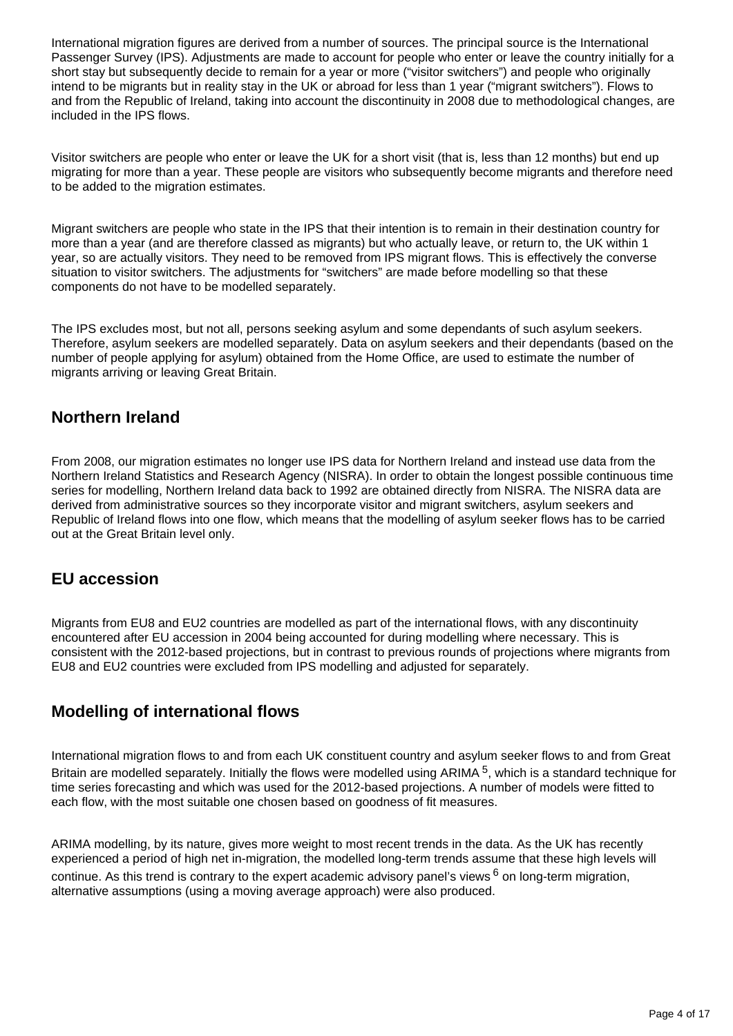International migration figures are derived from a number of sources. The principal source is the International Passenger Survey (IPS). Adjustments are made to account for people who enter or leave the country initially for a short stay but subsequently decide to remain for a year or more ("visitor switchers") and people who originally intend to be migrants but in reality stay in the UK or abroad for less than 1 year ("migrant switchers"). Flows to and from the Republic of Ireland, taking into account the discontinuity in 2008 due to methodological changes, are included in the IPS flows.

Visitor switchers are people who enter or leave the UK for a short visit (that is, less than 12 months) but end up migrating for more than a year. These people are visitors who subsequently become migrants and therefore need to be added to the migration estimates.

Migrant switchers are people who state in the IPS that their intention is to remain in their destination country for more than a year (and are therefore classed as migrants) but who actually leave, or return to, the UK within 1 year, so are actually visitors. They need to be removed from IPS migrant flows. This is effectively the converse situation to visitor switchers. The adjustments for "switchers" are made before modelling so that these components do not have to be modelled separately.

The IPS excludes most, but not all, persons seeking asylum and some dependants of such asylum seekers. Therefore, asylum seekers are modelled separately. Data on asylum seekers and their dependants (based on the number of people applying for asylum) obtained from the Home Office, are used to estimate the number of migrants arriving or leaving Great Britain.

## Northern Ireland

From 2008, our migration estimates no longer use IPS data for Northern Ireland and instead use data from the Northern Ireland Statistics and Research Agency (NISRA). In order to obtain the longest possible continuous time series for modelling, Northern Ireland data back to 1992 are obtained directly from NISRA. The NISRA data are derived from administrative sources so they incorporate visitor and migrant switchers, asylum seekers and Republic of Ireland flows into one flow, which means that the modelling of asylum seeker flows has to be carried out at the Great Britain level only.

## EU accession

Migrants from EU8 and EU2 countries are modelled as part of the international flows, with any discontinuity encountered after EU accession in 2004 being accounted for during modelling where necessary. This is consistent with the 2012-based projections, but in contrast to previous rounds of projections where migrants from EU8 and EU2 countries were excluded from IPS modelling and adjusted for separately.

## Modelling of international flows

International migration flows to and from each UK constituent country and asylum seeker flows to and from Great Britain are modelled separately. Initially the flows were modelled using ARIMA [5], which is a standard technique for time series forecasting and which was used for the 2012-based projections. A number of models were fitted to each flow, with the most suitable one chosen based on goodness of fit measures.

ARIMA modelling, by its nature, gives more weight to most recent trends in the data. As the UK has recently experienced a period of high net in-migration, the modelled long-term trends assume that these high levels will continue. As this trend is contrary to the expert academic advisory panel's views [6] on long-term migration, alternative assumptions (using a moving average approach) were also produced.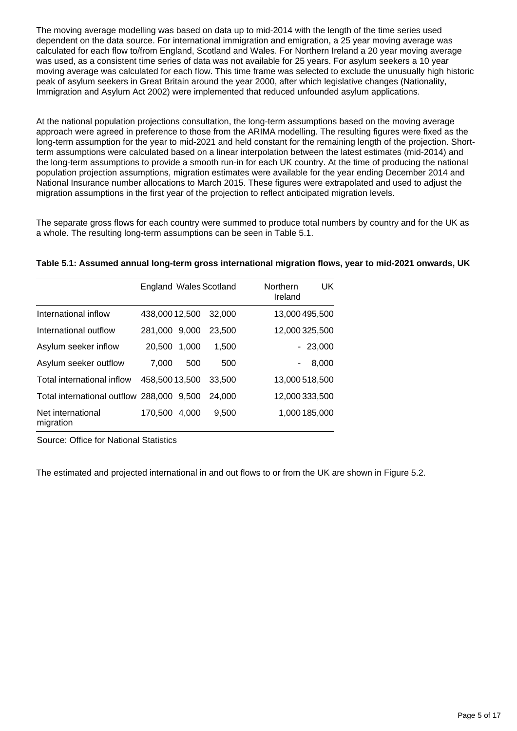The moving average modelling was based on data up to mid-2014 with the length of the time series used dependent on the data source. For international immigration and emigration, a 25 year moving average was calculated for each flow to/from England, Scotland and Wales. For Northern Ireland a 20 year moving average was used, as a consistent time series of data was not available for 25 years. For asylum seekers a 10 year moving average was calculated for each flow. This time frame was selected to exclude the unusually high historic peak of asylum seekers in Great Britain around the year 2000, after which legislative changes (Nationality, Immigration and Asylum Act 2002) were implemented that reduced unfounded asylum applications.

At the national population projections consultation, the long-term assumptions based on the moving average approach were agreed in preference to those from the ARIMA modelling. The resulting figures were fixed as the long-term assumption for the year to mid-2021 and held constant for the remaining length of the projection. Short-term assumptions were calculated based on a linear interpolation between the latest estimates (mid-2014) and the long-term assumptions to provide a smooth run-in for each UK country. At the time of producing the national population projection assumptions, migration estimates were available for the year ending December 2014 and National Insurance number allocations to March 2015. These figures were extrapolated and used to adjust the migration assumptions in the first year of the projection to reflect anticipated migration levels.

The separate gross flows for each country were summed to produce total numbers by country and for the UK as a whole. The resulting long-term assumptions can be seen in Table 5.1.

**Table 5.1: Assumed annual long-term gross international migration flows, year to mid-2021 onwards, UK**

| | England | Wales | Scotland | Northern Ireland | UK |
|---|---|---|---|---|---|
| International inflow | 438,000 | 12,500 | 32,000 | 13,000 | 495,500 |
| International outflow | 281,000 | 9,000 | 23,500 | 12,000 | 325,500 |
| Asylum seeker inflow | 20,500 | 1,000 | 1,500 | - | 23,000 |
| Asylum seeker outflow | 7,000 | 500 | 500 | - | 8,000 |
| Total international inflow | 458,500 | 13,500 | 33,500 | 13,000 | 518,500 |
| Total international outflow | 288,000 | 9,500 | 24,000 | 12,000 | 333,500 |
| Net international migration | 170,500 | 4,000 | 9,500 | 1,000 | 185,000 |

Source: Office for National Statistics

The estimated and projected international in and out flows to or from the UK are shown in Figure 5.2.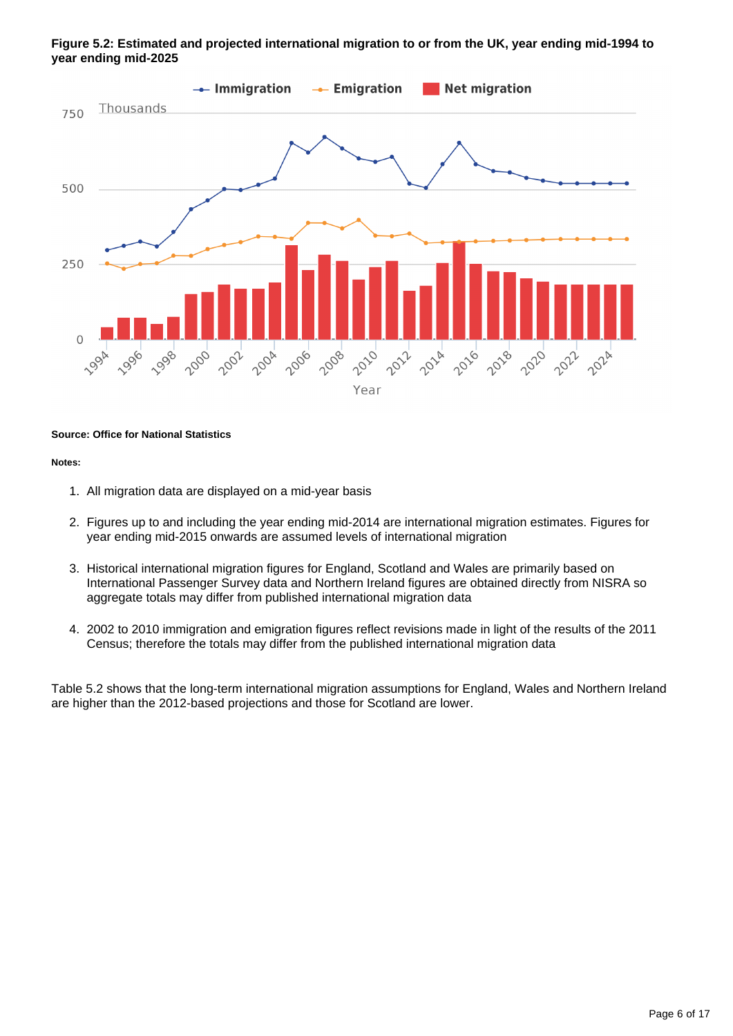**Figure 5.2: Estimated and projected international migration to or from the UK, year ending mid-1994 to year ending mid-2025**

**Source: Office for National Statistics**

**Notes:**

1. All migration data are displayed on a mid-year basis
2. Figures up to and including the year ending mid-2014 are international migration estimates. Figures for year ending mid-2015 onwards are assumed levels of international migration
3. Historical international migration figures for England, Scotland and Wales are primarily based on International Passenger Survey data and Northern Ireland figures are obtained directly from NISRA so aggregate totals may differ from published international migration data
4. 2002 to 2010 immigration and emigration figures reflect revisions made in light of the results of the 2011 Census; therefore the totals may differ from the published international migration data

Table 5.2 shows that the long-term international migration assumptions for England, Wales and Northern Ireland are higher than the 2012-based projections and those for Scotland are lower.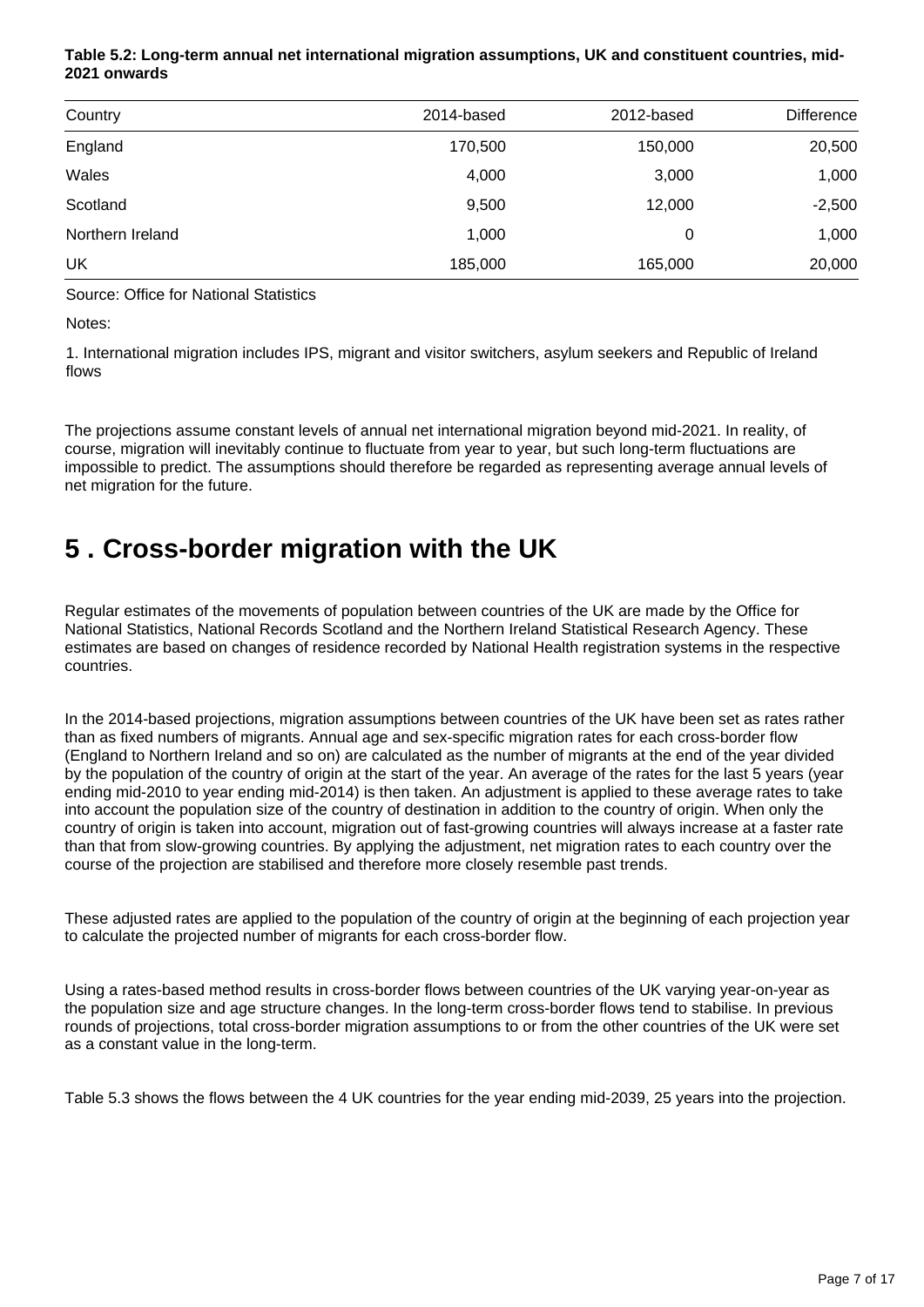**Table 5.2: Long-term annual net international migration assumptions, UK and constituent countries, mid-2021 onwards**

| Country | 2014-based | 2012-based | Difference |
|---|---|---|---|
| England | 170,500 | 150,000 | 20,500 |
| Wales | 4,000 | 3,000 | 1,000 |
| Scotland | 9,500 | 12,000 | -2,500 |
| Northern Ireland | 1,000 | 0 | 1,000 |
| UK | 185,000 | 165,000 | 20,000 |

Source: Office for National Statistics

Notes:

1. International migration includes IPS, migrant and visitor switchers, asylum seekers and Republic of Ireland flows

The projections assume constant levels of annual net international migration beyond mid-2021. In reality, of course, migration will inevitably continue to fluctuate from year to year, but such long-term fluctuations are impossible to predict. The assumptions should therefore be regarded as representing average annual levels of net migration for the future.

# 5 . Cross-border migration with the UK

Regular estimates of the movements of population between countries of the UK are made by the Office for National Statistics, National Records Scotland and the Northern Ireland Statistical Research Agency. These estimates are based on changes of residence recorded by National Health registration systems in the respective countries.

In the 2014-based projections, migration assumptions between countries of the UK have been set as rates rather than as fixed numbers of migrants. Annual age and sex-specific migration rates for each cross-border flow (England to Northern Ireland and so on) are calculated as the number of migrants at the end of the year divided by the population of the country of origin at the start of the year. An average of the rates for the last 5 years (year ending mid-2010 to year ending mid-2014) is then taken. An adjustment is applied to these average rates to take into account the population size of the country of destination in addition to the country of origin. When only the country of origin is taken into account, migration out of fast-growing countries will always increase at a faster rate than that from slow-growing countries. By applying the adjustment, net migration rates to each country over the course of the projection are stabilised and therefore more closely resemble past trends.

These adjusted rates are applied to the population of the country of origin at the beginning of each projection year to calculate the projected number of migrants for each cross-border flow.

Using a rates-based method results in cross-border flows between countries of the UK varying year-on-year as the population size and age structure changes. In the long-term cross-border flows tend to stabilise. In previous rounds of projections, total cross-border migration assumptions to or from the other countries of the UK were set as a constant value in the long-term.

Table 5.3 shows the flows between the 4 UK countries for the year ending mid-2039, 25 years into the projection.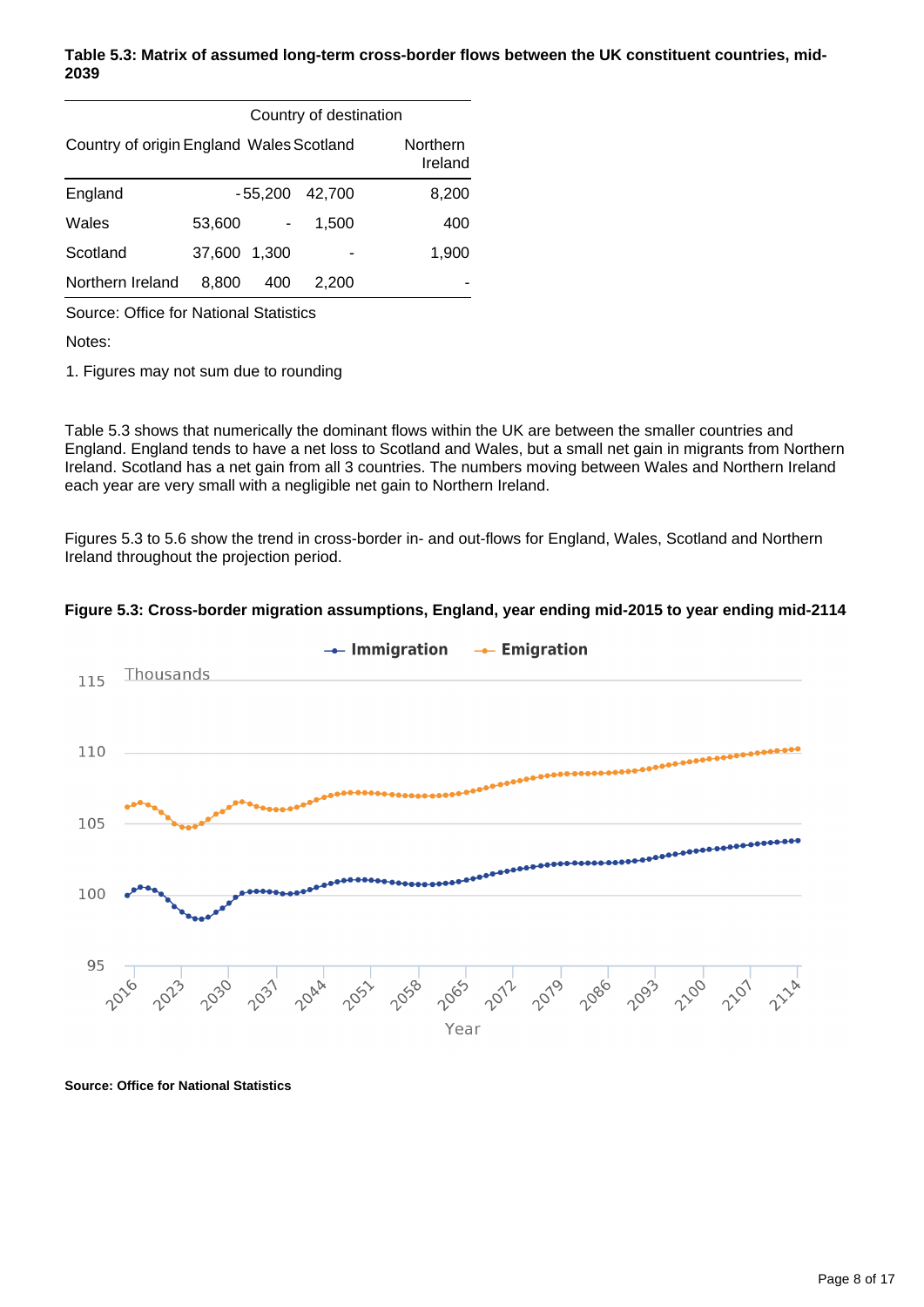**Table 5.3: Matrix of assumed long-term cross-border flows between the UK constituent countries, mid-2039**

| | Country of destination | | | |
|---|---|---|---|---|
| Country of origin | England | Wales | Scotland | Northern Ireland |
| England | - | 55,200 | 42,700 | 8,200 |
| Wales | 53,600 | - | 1,500 | 400 |
| Scotland | 37,600 | 1,300 | - | 1,900 |
| Northern Ireland | 8,800 | 400 | 2,200 | - |

Source: Office for National Statistics

Notes:

1. Figures may not sum due to rounding

Table 5.3 shows that numerically the dominant flows within the UK are between the smaller countries and England. England tends to have a net loss to Scotland and Wales, but a small net gain in migrants from Northern Ireland. Scotland has a net gain from all 3 countries. The numbers moving between Wales and Northern Ireland each year are very small with a negligible net gain to Northern Ireland.

Figures 5.3 to 5.6 show the trend in cross-border in- and out-flows for England, Wales, Scotland and Northern Ireland throughout the projection period.

**Figure 5.3: Cross-border migration assumptions, England, year ending mid-2015 to year ending mid-2114**

**Source: Office for National Statistics**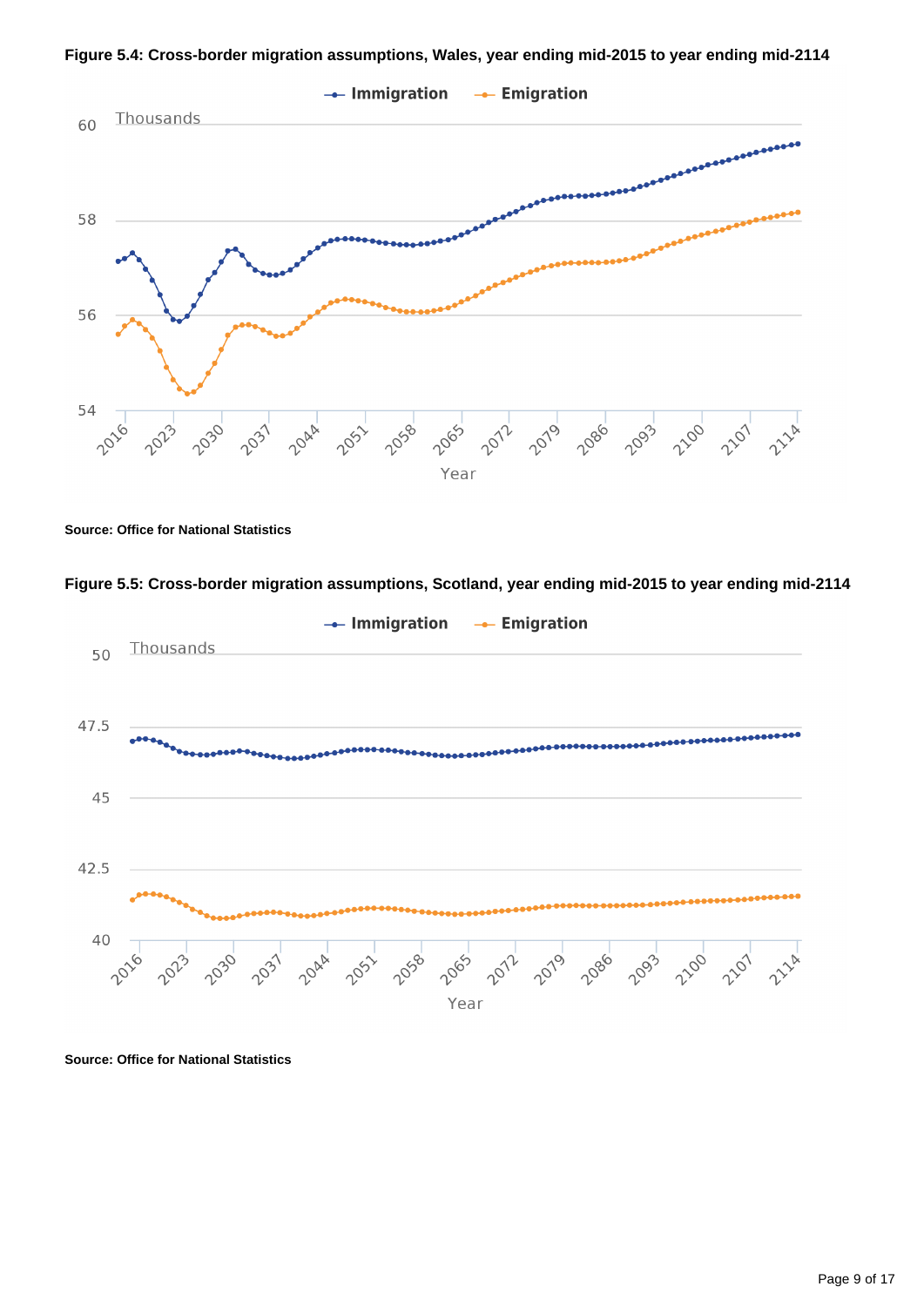**Figure 5.4: Cross-border migration assumptions, Wales, year ending mid-2015 to year ending mid-2114**

**Source: Office for National Statistics**

**Figure 5.5: Cross-border migration assumptions, Scotland, year ending mid-2015 to year ending mid-2114**

**Source: Office for National Statistics**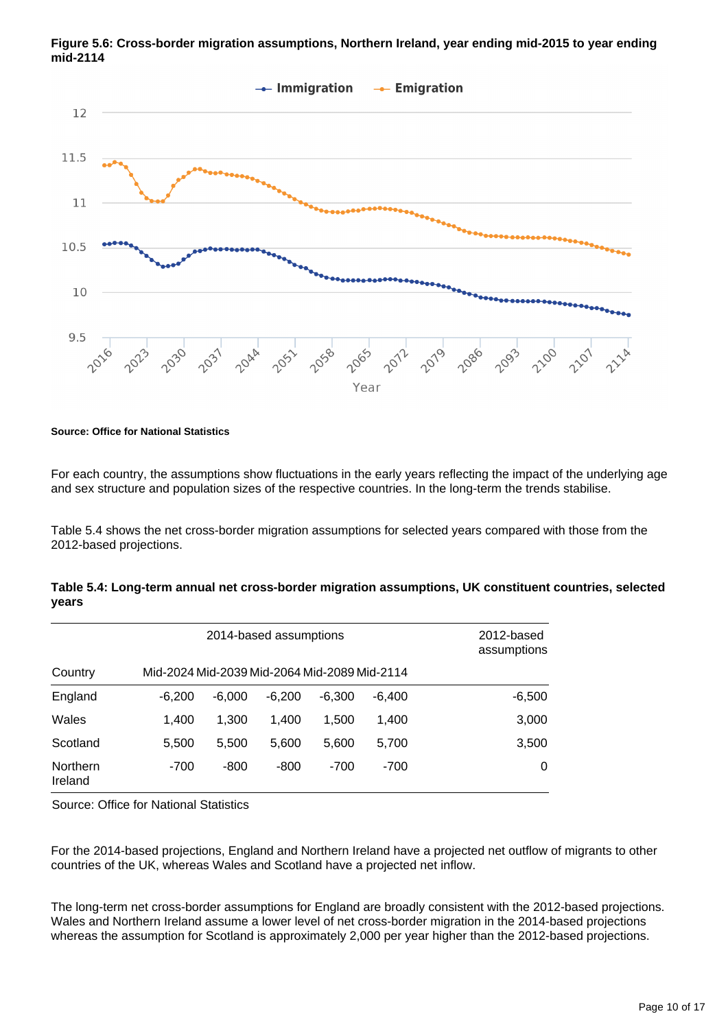**Figure 5.6: Cross-border migration assumptions, Northern Ireland, year ending mid-2015 to year ending mid-2114**

**Source: Office for National Statistics**

For each country, the assumptions show fluctuations in the early years reflecting the impact of the underlying age and sex structure and population sizes of the respective countries. In the long-term the trends stabilise.

Table 5.4 shows the net cross-border migration assumptions for selected years compared with those from the 2012-based projections.

**Table 5.4: Long-term annual net cross-border migration assumptions, UK constituent countries, selected years**

| | 2014-based assumptions | | | | | 2012-based assumptions |
|---|---|---|---|---|---|---|
| Country | Mid-2024 | Mid-2039 | Mid-2064 | Mid-2089 | Mid-2114 | |
| England | -6,200 | -6,000 | -6,200 | -6,300 | -6,400 | -6,500 |
| Wales | 1,400 | 1,300 | 1,400 | 1,500 | 1,400 | 3,000 |
| Scotland | 5,500 | 5,500 | 5,600 | 5,600 | 5,700 | 3,500 |
| Northern Ireland | -700 | -800 | -800 | -700 | -700 | 0 |

Source: Office for National Statistics

For the 2014-based projections, England and Northern Ireland have a projected net outflow of migrants to other countries of the UK, whereas Wales and Scotland have a projected net inflow.

The long-term net cross-border assumptions for England are broadly consistent with the 2012-based projections. Wales and Northern Ireland assume a lower level of net cross-border migration in the 2014-based projections whereas the assumption for Scotland is approximately 2,000 per year higher than the 2012-based projections.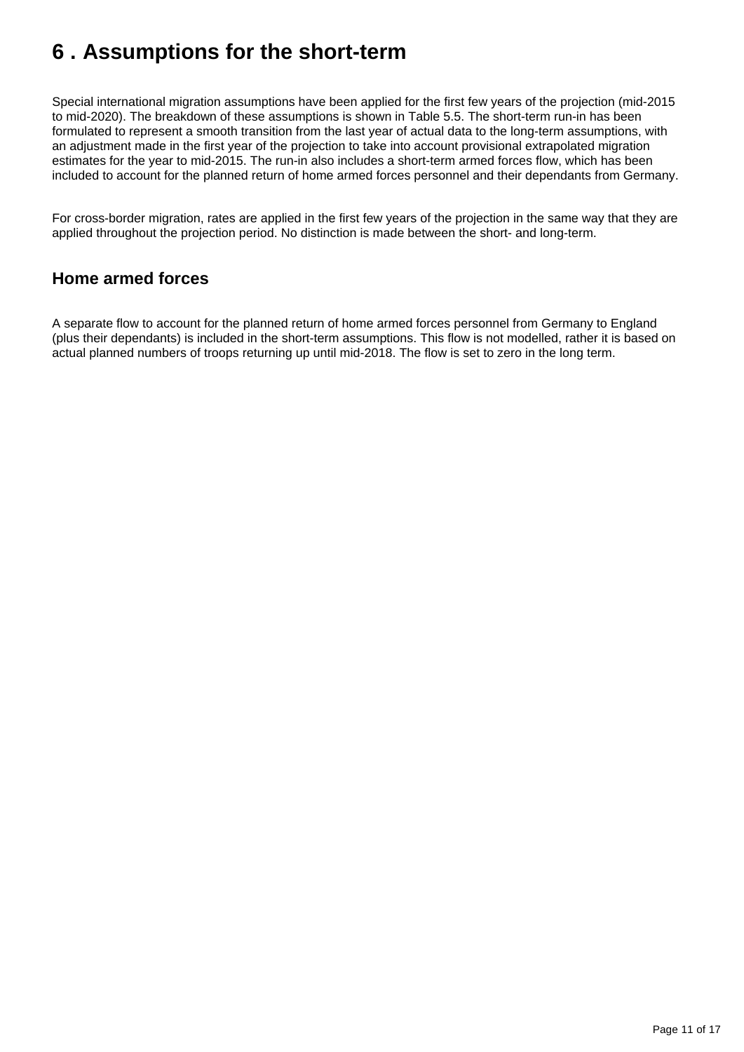# 6 . Assumptions for the short-term

Special international migration assumptions have been applied for the first few years of the projection (mid-2015 to mid-2020). The breakdown of these assumptions is shown in Table 5.5. The short-term run-in has been formulated to represent a smooth transition from the last year of actual data to the long-term assumptions, with an adjustment made in the first year of the projection to take into account provisional extrapolated migration estimates for the year to mid-2015. The run-in also includes a short-term armed forces flow, which has been included to account for the planned return of home armed forces personnel and their dependants from Germany.

For cross-border migration, rates are applied in the first few years of the projection in the same way that they are applied throughout the projection period. No distinction is made between the short- and long-term.

## Home armed forces

A separate flow to account for the planned return of home armed forces personnel from Germany to England (plus their dependants) is included in the short-term assumptions. This flow is not modelled, rather it is based on actual planned numbers of troops returning up until mid-2018. The flow is set to zero in the long term.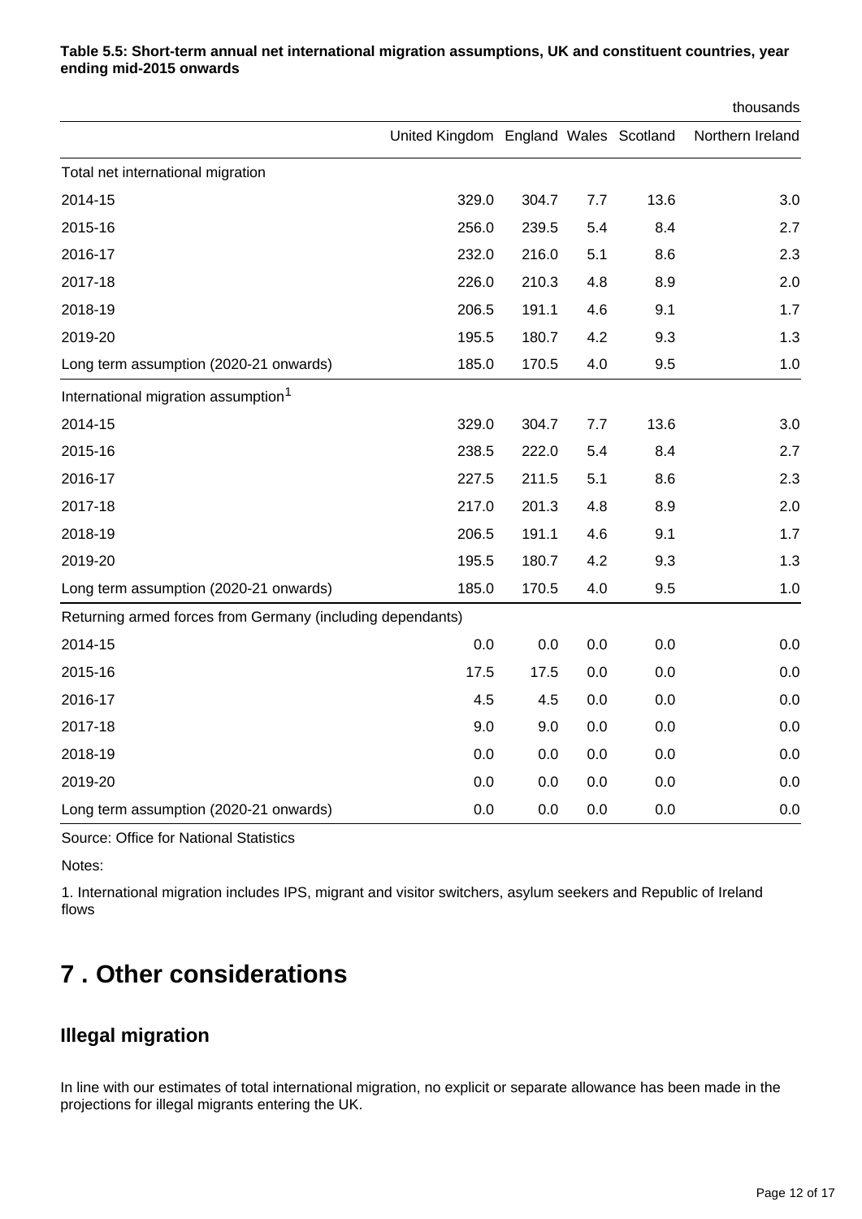**Table 5.5: Short-term annual net international migration assumptions, UK and constituent countries, year ending mid-2015 onwards**

thousands

| | United Kingdom | England | Wales | Scotland | Northern Ireland |
|---|---|---|---|---|---|
| Total net international migration | | | | | |
| 2014-15 | 329.0 | 304.7 | 7.7 | 13.6 | 3.0 |
| 2015-16 | 256.0 | 239.5 | 5.4 | 8.4 | 2.7 |
| 2016-17 | 232.0 | 216.0 | 5.1 | 8.6 | 2.3 |
| 2017-18 | 226.0 | 210.3 | 4.8 | 8.9 | 2.0 |
| 2018-19 | 206.5 | 191.1 | 4.6 | 9.1 | 1.7 |
| 2019-20 | 195.5 | 180.7 | 4.2 | 9.3 | 1.3 |
| Long term assumption (2020-21 onwards) | 185.0 | 170.5 | 4.0 | 9.5 | 1.0 |
| International migration assumption[1] | | | | | |
| 2014-15 | 329.0 | 304.7 | 7.7 | 13.6 | 3.0 |
| 2015-16 | 238.5 | 222.0 | 5.4 | 8.4 | 2.7 |
| 2016-17 | 227.5 | 211.5 | 5.1 | 8.6 | 2.3 |
| 2017-18 | 217.0 | 201.3 | 4.8 | 8.9 | 2.0 |
| 2018-19 | 206.5 | 191.1 | 4.6 | 9.1 | 1.7 |
| 2019-20 | 195.5 | 180.7 | 4.2 | 9.3 | 1.3 |
| Long term assumption (2020-21 onwards) | 185.0 | 170.5 | 4.0 | 9.5 | 1.0 |
| Returning armed forces from Germany (including dependants) | | | | | |
| 2014-15 | 0.0 | 0.0 | 0.0 | 0.0 | 0.0 |
| 2015-16 | 17.5 | 17.5 | 0.0 | 0.0 | 0.0 |
| 2016-17 | 4.5 | 4.5 | 0.0 | 0.0 | 0.0 |
| 2017-18 | 9.0 | 9.0 | 0.0 | 0.0 | 0.0 |
| 2018-19 | 0.0 | 0.0 | 0.0 | 0.0 | 0.0 |
| 2019-20 | 0.0 | 0.0 | 0.0 | 0.0 | 0.0 |
| Long term assumption (2020-21 onwards) | 0.0 | 0.0 | 0.0 | 0.0 | 0.0 |

Source: Office for National Statistics

Notes:

1. International migration includes IPS, migrant and visitor switchers, asylum seekers and Republic of Ireland flows

# 7 . Other considerations

## Illegal migration

In line with our estimates of total international migration, no explicit or separate allowance has been made in the projections for illegal migrants entering the UK.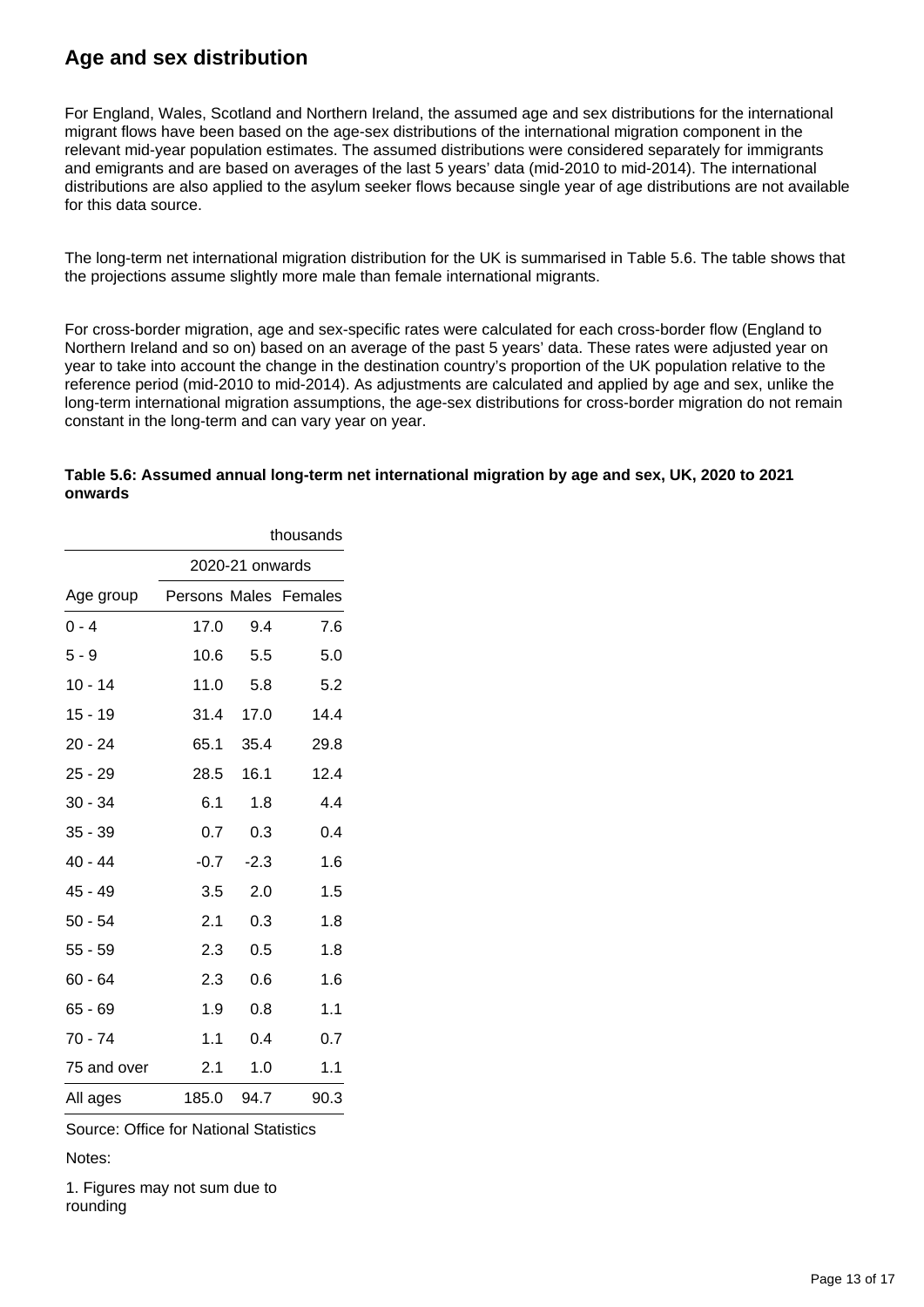## Age and sex distribution

For England, Wales, Scotland and Northern Ireland, the assumed age and sex distributions for the international migrant flows have been based on the age-sex distributions of the international migration component in the relevant mid-year population estimates. The assumed distributions were considered separately for immigrants and emigrants and are based on averages of the last 5 years' data (mid-2010 to mid-2014). The international distributions are also applied to the asylum seeker flows because single year of age distributions are not available for this data source.

The long-term net international migration distribution for the UK is summarised in Table 5.6. The table shows that the projections assume slightly more male than female international migrants.

For cross-border migration, age and sex-specific rates were calculated for each cross-border flow (England to Northern Ireland and so on) based on an average of the past 5 years' data. These rates were adjusted year on year to take into account the change in the destination country's proportion of the UK population relative to the reference period (mid-2010 to mid-2014). As adjustments are calculated and applied by age and sex, unlike the long-term international migration assumptions, the age-sex distributions for cross-border migration do not remain constant in the long-term and can vary year on year.

**Table 5.6: Assumed annual long-term net international migration by age and sex, UK, 2020 to 2021 onwards**

thousands

| | 2020-21 onwards | | |
|---|---|---|---|
| Age group | Persons | Males | Females |
| 0 - 4 | 17.0 | 9.4 | 7.6 |
| 5 - 9 | 10.6 | 5.5 | 5.0 |
| 10 - 14 | 11.0 | 5.8 | 5.2 |
| 15 - 19 | 31.4 | 17.0 | 14.4 |
| 20 - 24 | 65.1 | 35.4 | 29.8 |
| 25 - 29 | 28.5 | 16.1 | 12.4 |
| 30 - 34 | 6.1 | 1.8 | 4.4 |
| 35 - 39 | 0.7 | 0.3 | 0.4 |
| 40 - 44 | -0.7 | -2.3 | 1.6 |
| 45 - 49 | 3.5 | 2.0 | 1.5 |
| 50 - 54 | 2.1 | 0.3 | 1.8 |
| 55 - 59 | 2.3 | 0.5 | 1.8 |
| 60 - 64 | 2.3 | 0.6 | 1.6 |
| 65 - 69 | 1.9 | 0.8 | 1.1 |
| 70 - 74 | 1.1 | 0.4 | 0.7 |
| 75 and over | 2.1 | 1.0 | 1.1 |
| All ages | 185.0 | 94.7 | 90.3 |

Source: Office for National Statistics

Notes:

1. Figures may not sum due to rounding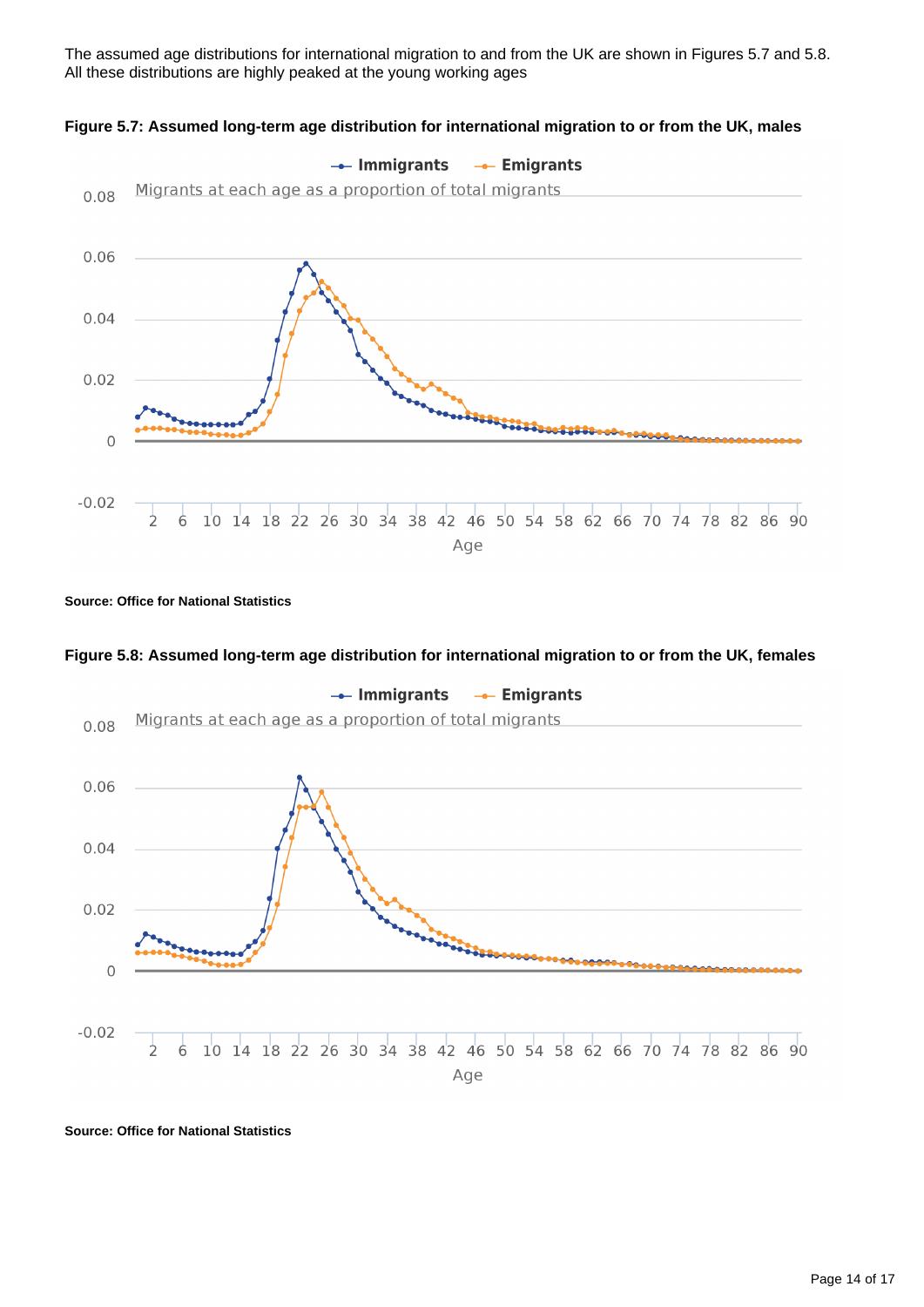The assumed age distributions for international migration to and from the UK are shown in Figures 5.7 and 5.8. All these distributions are highly peaked at the young working ages

**Figure 5.7: Assumed long-term age distribution for international migration to or from the UK, males**

**Source: Office for National Statistics**

**Figure 5.8: Assumed long-term age distribution for international migration to or from the UK, females**

**Source: Office for National Statistics**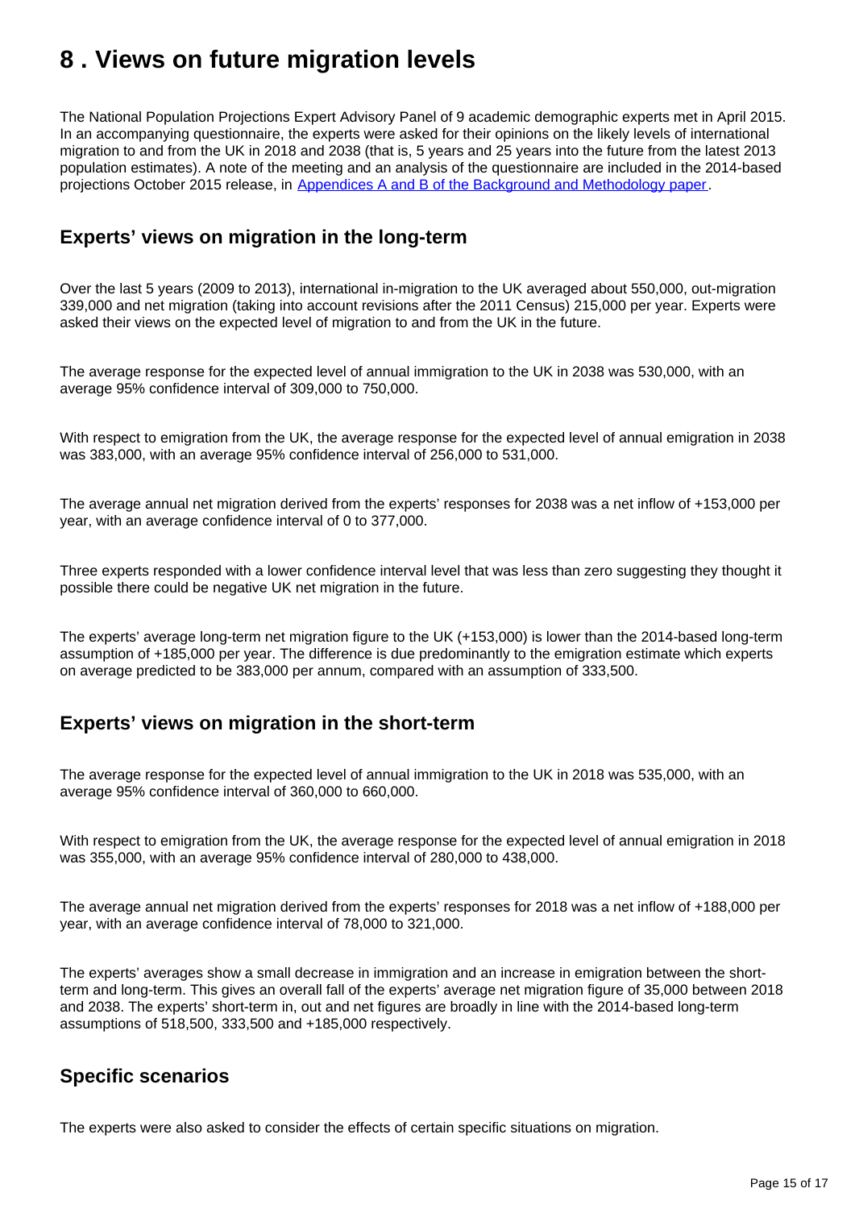# 8 . Views on future migration levels

The National Population Projections Expert Advisory Panel of 9 academic demographic experts met in April 2015. In an accompanying questionnaire, the experts were asked for their opinions on the likely levels of international migration to and from the UK in 2018 and 2038 (that is, 5 years and 25 years into the future from the latest 2013 population estimates). A note of the meeting and an analysis of the questionnaire are included in the 2014-based projections October 2015 release, in [Appendices A and B of the Background and Methodology paper](Appendices A and B of the Background and Methodology paper).

## Experts' views on migration in the long-term

Over the last 5 years (2009 to 2013), international in-migration to the UK averaged about 550,000, out-migration 339,000 and net migration (taking into account revisions after the 2011 Census) 215,000 per year. Experts were asked their views on the expected level of migration to and from the UK in the future.

The average response for the expected level of annual immigration to the UK in 2038 was 530,000, with an average 95% confidence interval of 309,000 to 750,000.

With respect to emigration from the UK, the average response for the expected level of annual emigration in 2038 was 383,000, with an average 95% confidence interval of 256,000 to 531,000.

The average annual net migration derived from the experts' responses for 2038 was a net inflow of +153,000 per year, with an average confidence interval of 0 to 377,000.

Three experts responded with a lower confidence interval level that was less than zero suggesting they thought it possible there could be negative UK net migration in the future.

The experts' average long-term net migration figure to the UK (+153,000) is lower than the 2014-based long-term assumption of +185,000 per year. The difference is due predominantly to the emigration estimate which experts on average predicted to be 383,000 per annum, compared with an assumption of 333,500.

## Experts' views on migration in the short-term

The average response for the expected level of annual immigration to the UK in 2018 was 535,000, with an average 95% confidence interval of 360,000 to 660,000.

With respect to emigration from the UK, the average response for the expected level of annual emigration in 2018 was 355,000, with an average 95% confidence interval of 280,000 to 438,000.

The average annual net migration derived from the experts' responses for 2018 was a net inflow of +188,000 per year, with an average confidence interval of 78,000 to 321,000.

The experts' averages show a small decrease in immigration and an increase in emigration between the short-term and long-term. This gives an overall fall of the experts' average net migration figure of 35,000 between 2018 and 2038. The experts' short-term in, out and net figures are broadly in line with the 2014-based long-term assumptions of 518,500, 333,500 and +185,000 respectively.

## Specific scenarios

The experts were also asked to consider the effects of certain specific situations on migration.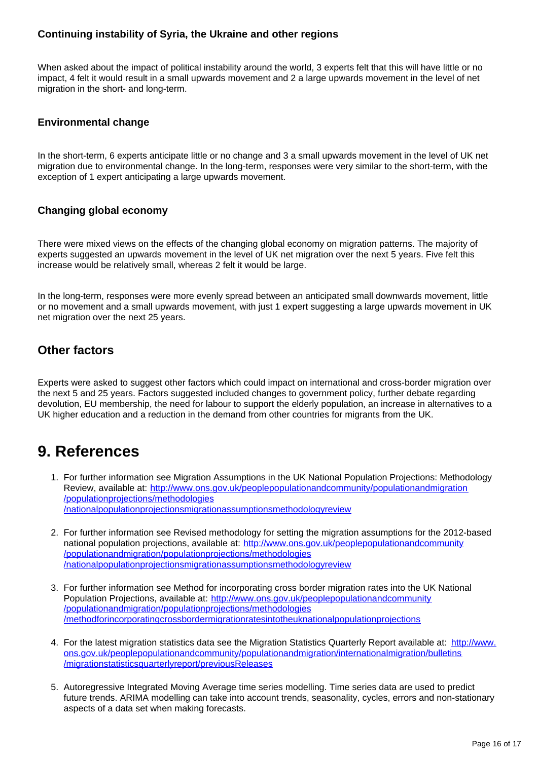### Continuing instability of Syria, the Ukraine and other regions

When asked about the impact of political instability around the world, 3 experts felt that this will have little or no impact, 4 felt it would result in a small upwards movement and 2 a large upwards movement in the level of net migration in the short- and long-term.

### Environmental change

In the short-term, 6 experts anticipate little or no change and 3 a small upwards movement in the level of UK net migration due to environmental change. In the long-term, responses were very similar to the short-term, with the exception of 1 expert anticipating a large upwards movement.

### Changing global economy

There were mixed views on the effects of the changing global economy on migration patterns. The majority of experts suggested an upwards movement in the level of UK net migration over the next 5 years. Five felt this increase would be relatively small, whereas 2 felt it would be large.

In the long-term, responses were more evenly spread between an anticipated small downwards movement, little or no movement and a small upwards movement, with just 1 expert suggesting a large upwards movement in UK net migration over the next 25 years.

## Other factors

Experts were asked to suggest other factors which could impact on international and cross-border migration over the next 5 and 25 years. Factors suggested included changes to government policy, further debate regarding devolution, EU membership, the need for labour to support the elderly population, an increase in alternatives to a UK higher education and a reduction in the demand from other countries for migrants from the UK.

# 9. References

1. For further information see Migration Assumptions in the UK National Population Projections: Methodology Review, available at: http://www.ons.gov.uk/peoplepopulationandcommunity/populationandmigration/populationprojections/methodologies/nationalpopulationprojectionsmigrationassumptionsmethodologyreview

2. For further information see Revised methodology for setting the migration assumptions for the 2012-based national population projections, available at: http://www.ons.gov.uk/peoplepopulationandcommunity/populationandmigration/populationprojections/methodologies/nationalpopulationprojectionsmigrationassumptionsmethodologyreview

3. For further information see Method for incorporating cross border migration rates into the UK National Population Projections, available at: http://www.ons.gov.uk/peoplepopulationandcommunity/populationandmigration/populationprojections/methodologies/methodforincorporatingcrossbordermigrationratesintotheuknationalpopulationprojections

4. For the latest migration statistics data see the Migration Statistics Quarterly Report available at: http://www.ons.gov.uk/peoplepopulationandcommunity/populationandmigration/internationalmigration/bulletins/migrationstatisticsquarterlyreport/previousReleases

5. Autoregressive Integrated Moving Average time series modelling. Time series data are used to predict future trends. ARIMA modelling can take into account trends, seasonality, cycles, errors and non-stationary aspects of a data set when making forecasts.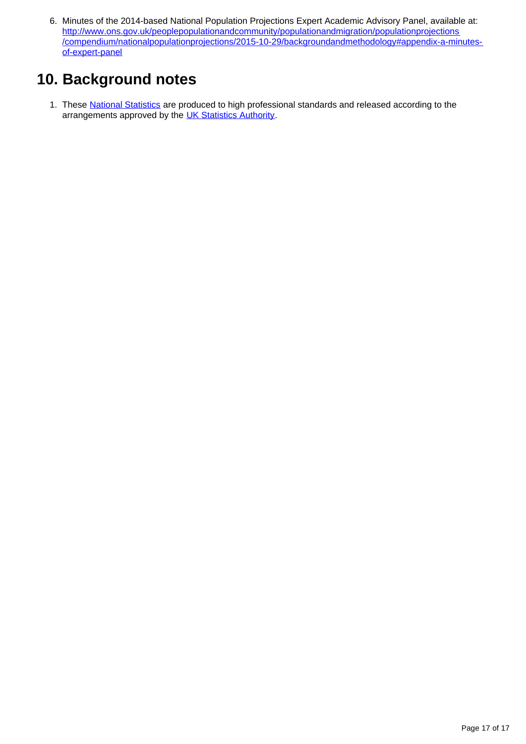6. Minutes of the 2014-based National Population Projections Expert Academic Advisory Panel, available at: http://www.ons.gov.uk/peoplepopulationandcommunity/populationandmigration/populationprojections/compendium/nationalpopulationprojections/2015-10-29/backgroundandmethodology#appendix-a-minutes-of-expert-panel

## 10. Background notes

1. These National Statistics are produced to high professional standards and released according to the arrangements approved by the UK Statistics Authority.